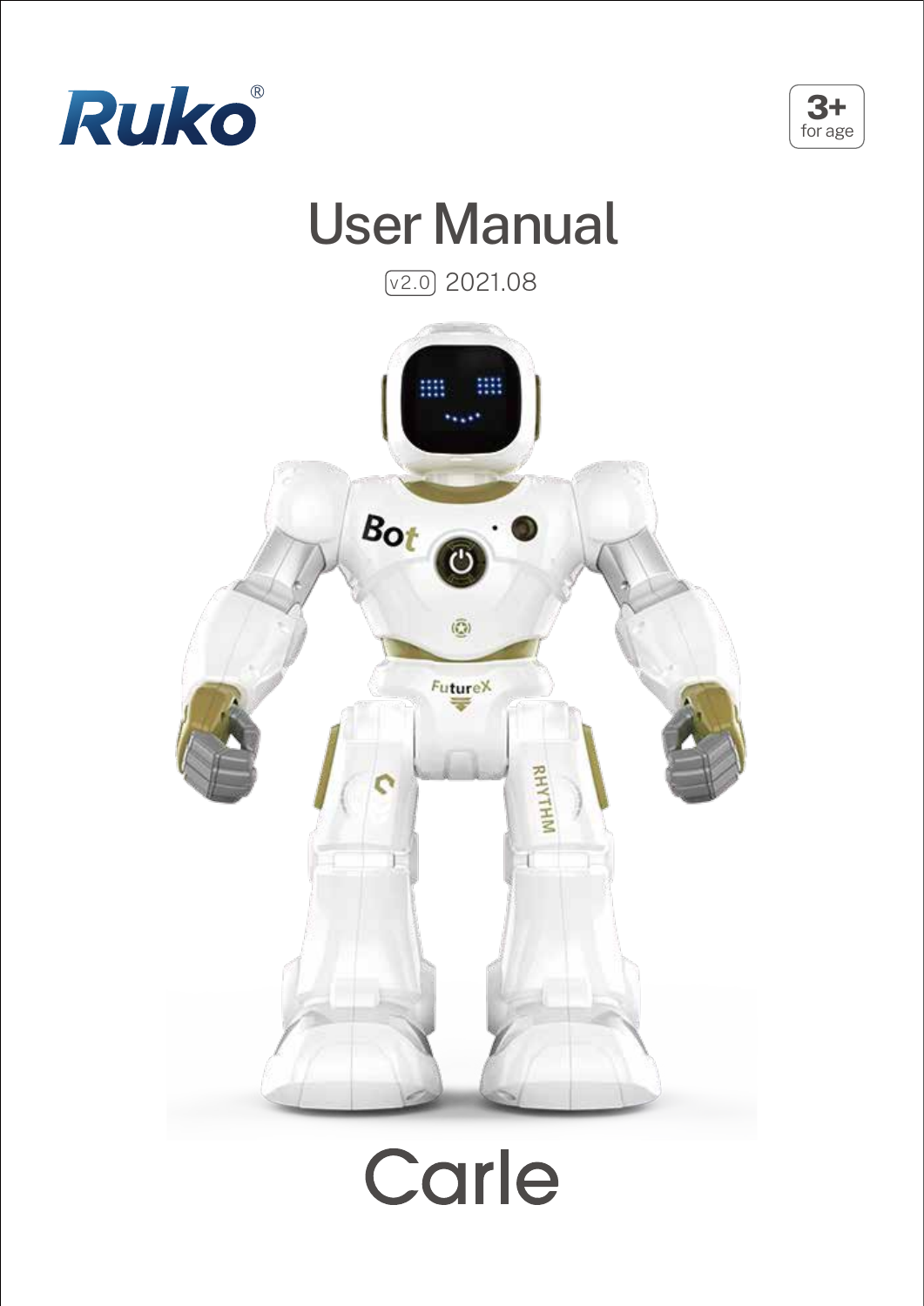Ruko®

3+
for age

# User Manual

v2.0 2021.08

# Carle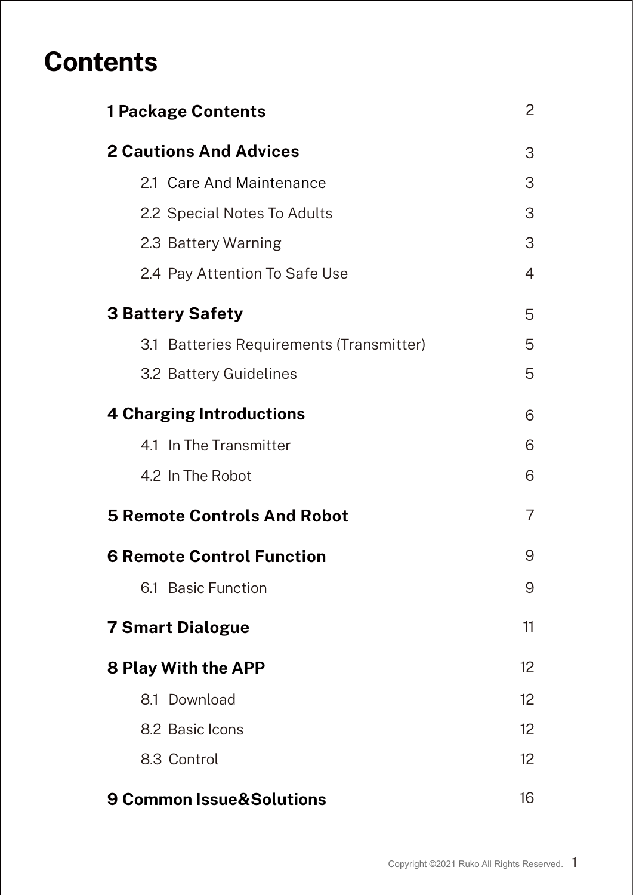# Contents

| | |
|---|---|
| **1 Package Contents** | 2 |
| **2 Cautions And Advices** | 3 |
| 2.1 Care And Maintenance | 3 |
| 2.2 Special Notes To Adults | 3 |
| 2.3 Battery Warning | 3 |
| 2.4 Pay Attention To Safe Use | 4 |
| **3 Battery Safety** | 5 |
| 3.1 Batteries Requirements (Transmitter) | 5 |
| 3.2 Battery Guidelines | 5 |
| **4 Charging Introductions** | 6 |
| 4.1 In The Transmitter | 6 |
| 4.2 In The Robot | 6 |
| **5 Remote Controls And Robot** | 7 |
| **6 Remote Control Function** | 9 |
| 6.1 Basic Function | 9 |
| **7 Smart Dialogue** | 11 |
| **8 Play With the APP** | 12 |
| 8.1 Download | 12 |
| 8.2 Basic Icons | 12 |
| 8.3 Control | 12 |
| **9 Common Issue&Solutions** | 16 |

Copyright ©2021 Ruko All Rights Reserved.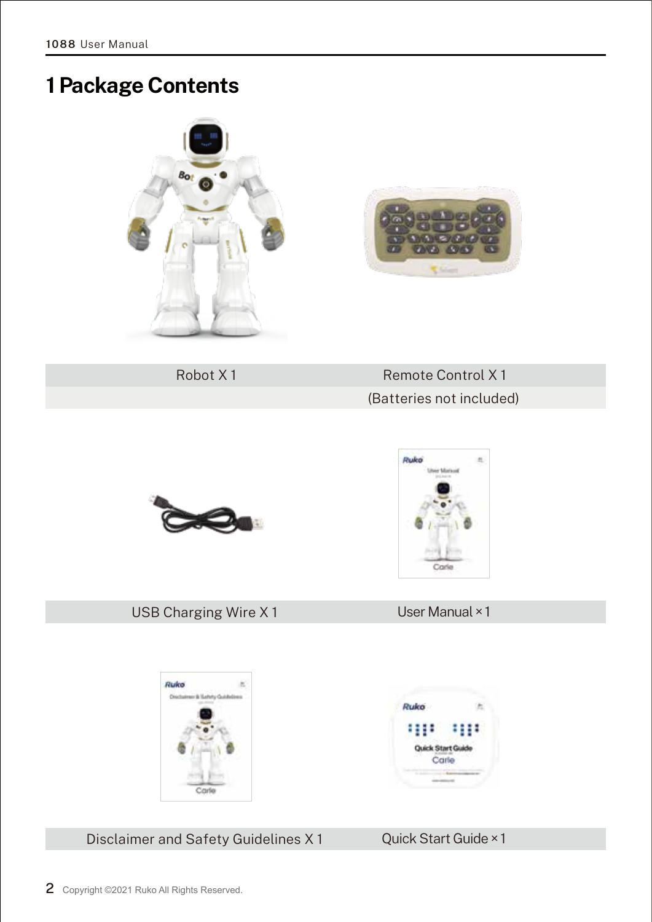# 1 Package Contents

| Robot X 1 | Remote Control X 1 |
|---|---|
| | (Batteries not included) |

| USB Charging Wire X 1 | User Manual × 1 |
|---|---|

| Disclaimer and Safety Guidelines X 1 | Quick Start Guide × 1 |
|---|---|

Copyright ©2021 Ruko All Rights Reserved.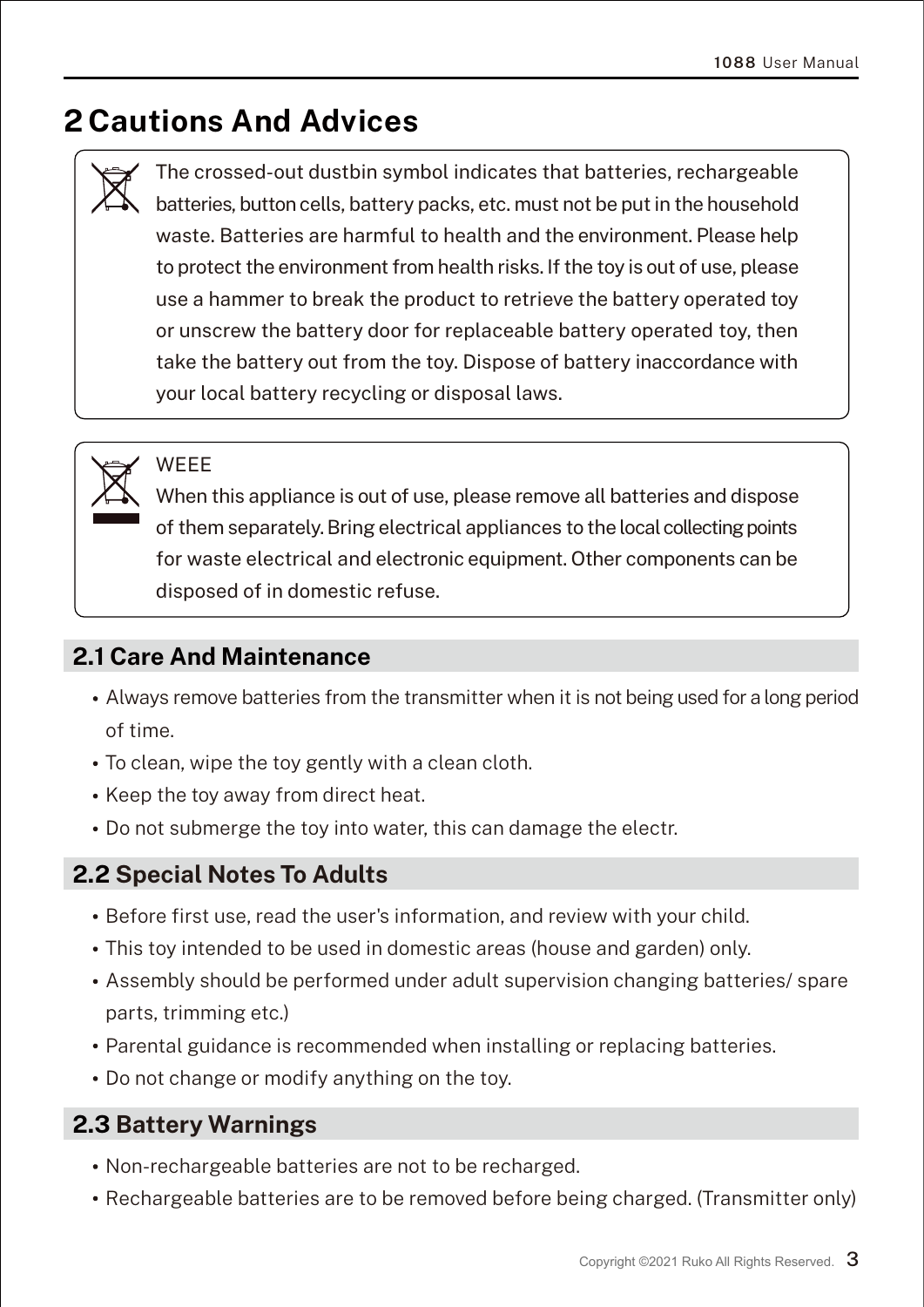# 2 Cautions And Advices

The crossed-out dustbin symbol indicates that batteries, rechargeable batteries, button cells, battery packs, etc. must not be put in the household waste. Batteries are harmful to health and the environment. Please help to protect the environment from health risks. If the toy is out of use, please use a hammer to break the product to retrieve the battery operated toy or unscrew the battery door for replaceable battery operated toy, then take the battery out from the toy. Dispose of battery inaccordance with your local battery recycling or disposal laws.

WEEE
When this appliance is out of use, please remove all batteries and dispose of them separately. Bring electrical appliances to the local collecting points for waste electrical and electronic equipment. Other components can be disposed of in domestic refuse.

## 2.1 Care And Maintenance

- Always remove batteries from the transmitter when it is not being used for a long period of time.
- To clean, wipe the toy gently with a clean cloth.
- Keep the toy away from direct heat.
- Do not submerge the toy into water, this can damage the electr.

## 2.2 Special Notes To Adults

- Before first use, read the user's information, and review with your child.
- This toy intended to be used in domestic areas (house and garden) only.
- Assembly should be performed under adult supervision changing batteries/ spare parts, trimming etc.)
- Parental guidance is recommended when installing or replacing batteries.
- Do not change or modify anything on the toy.

## 2.3 Battery Warnings

- Non-rechargeable batteries are not to be recharged.
- Rechargeable batteries are to be removed before being charged. (Transmitter only)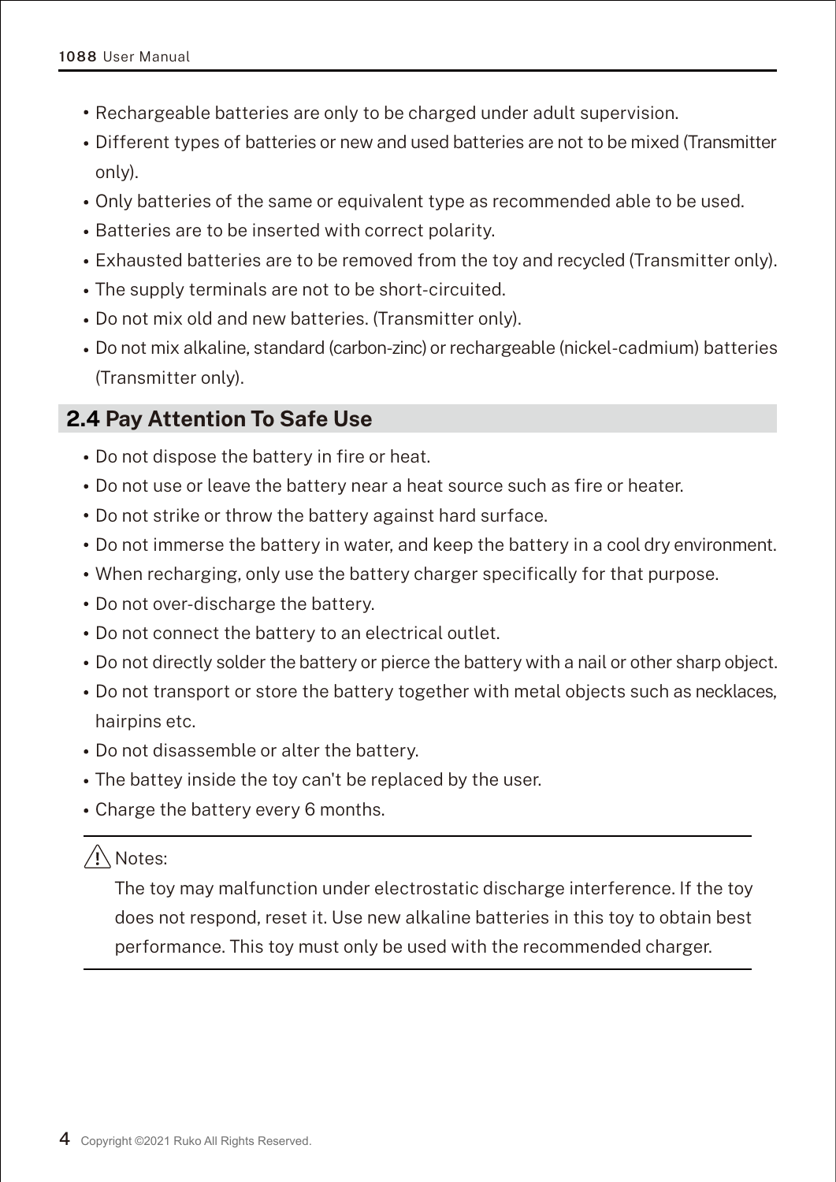- Rechargeable batteries are only to be charged under adult supervision.
- Different types of batteries or new and used batteries are not to be mixed (Transmitter only).
- Only batteries of the same or equivalent type as recommended able to be used.
- Batteries are to be inserted with correct polarity.
- Exhausted batteries are to be removed from the toy and recycled (Transmitter only).
- The supply terminals are not to be short-circuited.
- Do not mix old and new batteries. (Transmitter only).
- Do not mix alkaline, standard (carbon-zinc) or rechargeable (nickel-cadmium) batteries (Transmitter only).

## 2.4 Pay Attention To Safe Use

- Do not dispose the battery in fire or heat.
- Do not use or leave the battery near a heat source such as fire or heater.
- Do not strike or throw the battery against hard surface.
- Do not immerse the battery in water, and keep the battery in a cool dry environment.
- When recharging, only use the battery charger specifically for that purpose.
- Do not over-discharge the battery.
- Do not connect the battery to an electrical outlet.
- Do not directly solder the battery or pierce the battery with a nail or other sharp object.
- Do not transport or store the battery together with metal objects such as necklaces, hairpins etc.
- Do not disassemble or alter the battery.
- The battey inside the toy can't be replaced by the user.
- Charge the battery every 6 months.

---

⚠ Notes:

The toy may malfunction under electrostatic discharge interference. If the toy does not respond, reset it. Use new alkaline batteries in this toy to obtain best performance. This toy must only be used with the recommended charger.

---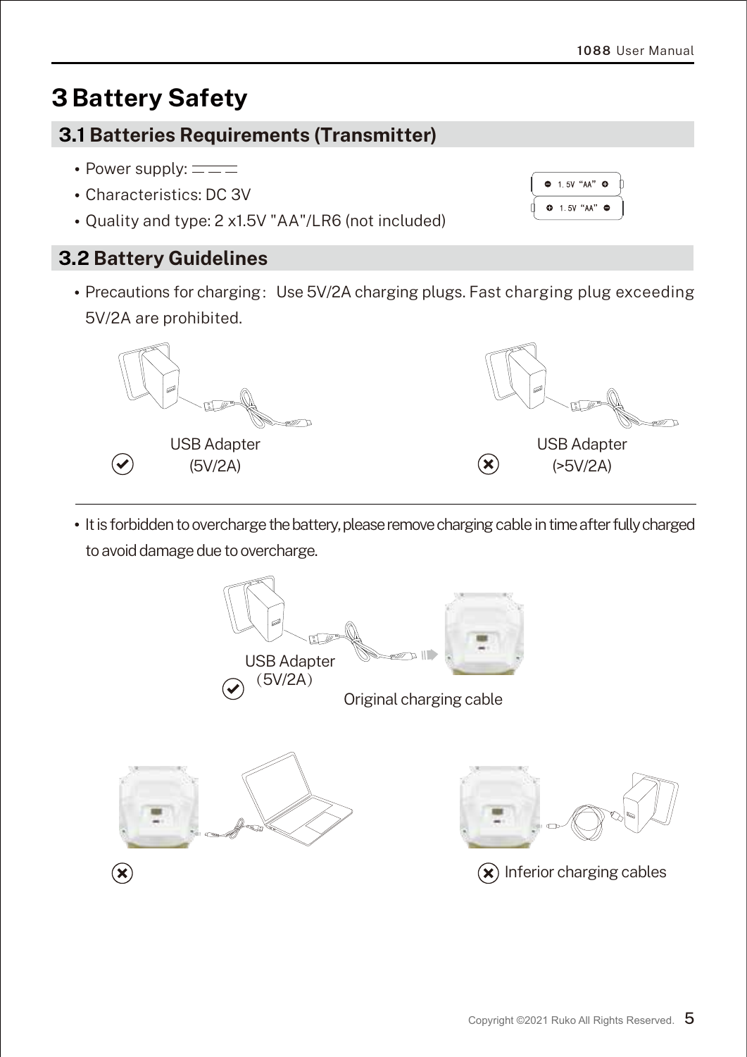# 3 Battery Safety

## 3.1 Batteries Requirements (Transmitter)

- Power supply: ⎓
- Characteristics: DC 3V
- Quality and type: 2 x1.5V "AA"/LR6 (not included)

## 3.2 Battery Guidelines

- Precautions for charging：Use 5V/2A charging plugs. Fast charging plug exceeding 5V/2A are prohibited.

✓ USB Adapter (5V/2A)

✗ USB Adapter (>5V/2A)

- It is forbidden to overcharge the battery, please remove charging cable in time after fully charged to avoid damage due to overcharge.

✓ USB Adapter（5V/2A）

Original charging cable

✗

✗ Inferior charging cables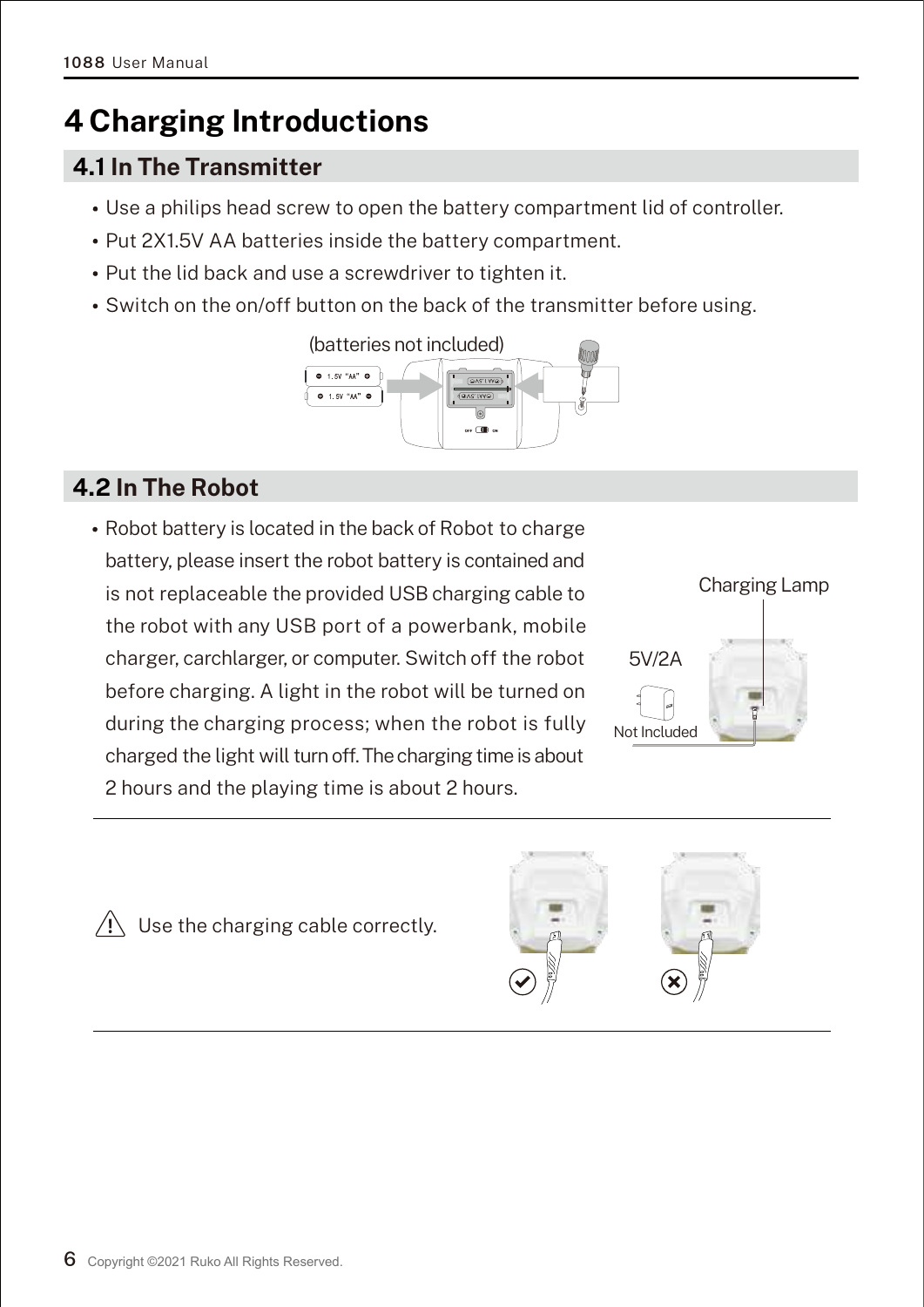# 4 Charging Introductions

## 4.1 In The Transmitter

- Use a philips head screw to open the battery compartment lid of controller.
- Put 2X1.5V AA batteries inside the battery compartment.
- Put the lid back and use a screwdriver to tighten it.
- Switch on the on/off button on the back of the transmitter before using.

(batteries not included)

## 4.2 In The Robot

- Robot battery is located in the back of Robot to charge battery, please insert the robot battery is contained and is not replaceable the provided USB charging cable to the robot with any USB port of a powerbank, mobile charger, carchlarger, or computer. Switch off the robot before charging. A light in the robot will be turned on during the charging process; when the robot is fully charged the light will turn off. The charging time is about 2 hours and the playing time is about 2 hours.

Charging Lamp

5V/2A

Not Included

⚠ Use the charging cable correctly.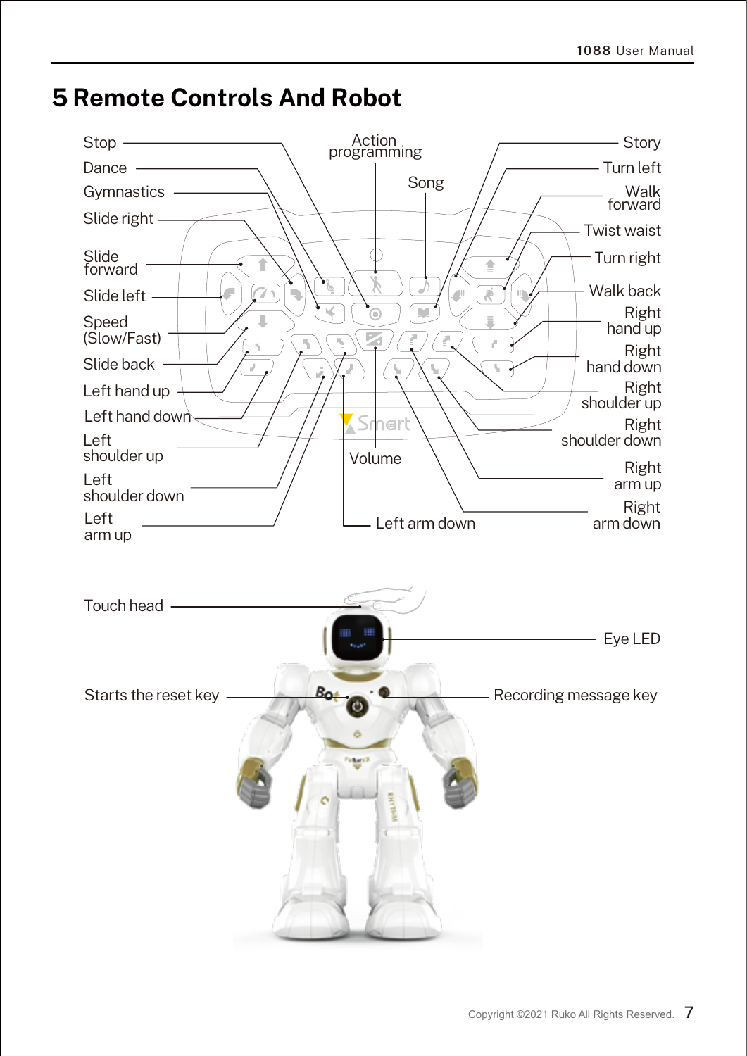# 5 Remote Controls And Robot

Stop
Dance
Gymnastics
Slide right
Slide forward
Slide left
Speed (Slow/Fast)
Slide back
Left hand up
Left hand down
Left shoulder up
Left shoulder down
Left arm up
Action programming
Song
Volume
Left arm down
Story
Turn left
Walk forward
Twist waist
Turn right
Walk back
Right hand up
Right hand down
Right shoulder up
Right shoulder down
Right arm up
Right arm down

Touch head
Eye LED
Starts the reset key
Recording message key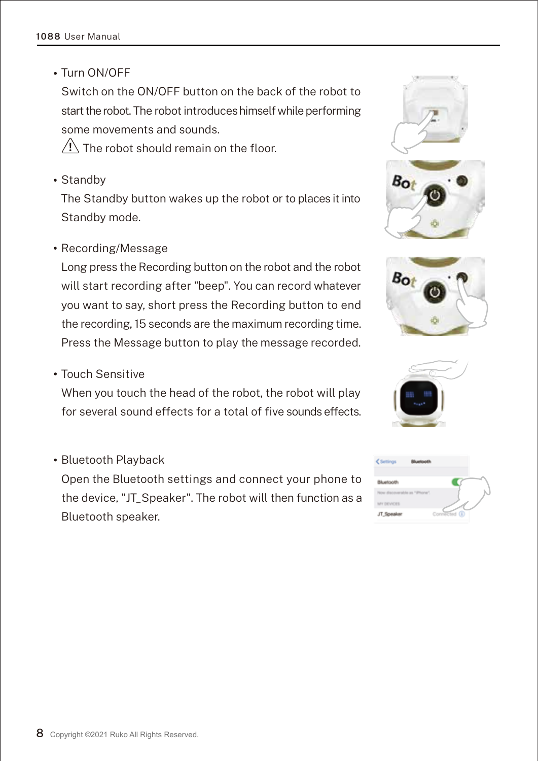- Turn ON/OFF

  Switch on the ON/OFF button on the back of the robot to start the robot. The robot introduces himself while performing some movements and sounds.

  ⚠ The robot should remain on the floor.

- Standby

  The Standby button wakes up the robot or to places it into Standby mode.

- Recording/Message

  Long press the Recording button on the robot and the robot will start recording after "beep". You can record whatever you want to say, short press the Recording button to end the recording, 15 seconds are the maximum recording time. Press the Message button to play the message recorded.

- Touch Sensitive

  When you touch the head of the robot, the robot will play for several sound effects for a total of five sounds effects.

- Bluetooth Playback

  Open the Bluetooth settings and connect your phone to the device, "JT_Speaker". The robot will then function as a Bluetooth speaker.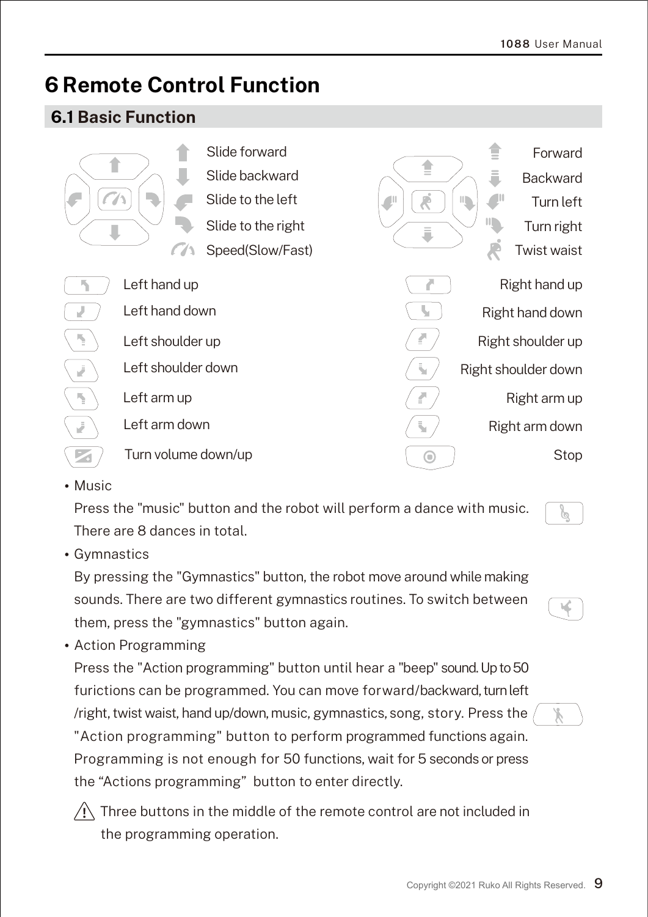# 6 Remote Control Function

## 6.1 Basic Function

- Slide forward
- Slide backward
- Slide to the left
- Slide to the right
- Speed(Slow/Fast)

- Forward
- Backward
- Turn left
- Turn right
- Twist waist

| Left | Right |
|---|---|
| Left hand up | Right hand up |
| Left hand down | Right hand down |
| Left shoulder up | Right shoulder up |
| Left shoulder down | Right shoulder down |
| Left arm up | Right arm up |
| Left arm down | Right arm down |
| Turn volume down/up | Stop |

- Music

  Press the "music" button and the robot will perform a dance with music. There are 8 dances in total.

- Gymnastics

  By pressing the "Gymnastics" button, the robot move around while making sounds. There are two different gymnastics routines. To switch between them, press the "gymnastics" button again.

- Action Programming

  Press the "Action programming" button until hear a "beep" sound. Up to 50 furictions can be programmed. You can move forward/backward, turn left /right, twist waist, hand up/down, music, gymnastics, song, story. Press the "Action programming" button to perform programmed functions again. Programming is not enough for 50 functions, wait for 5 seconds or press the “Actions programming” button to enter directly.

⚠ Three buttons in the middle of the remote control are not included in the programming operation.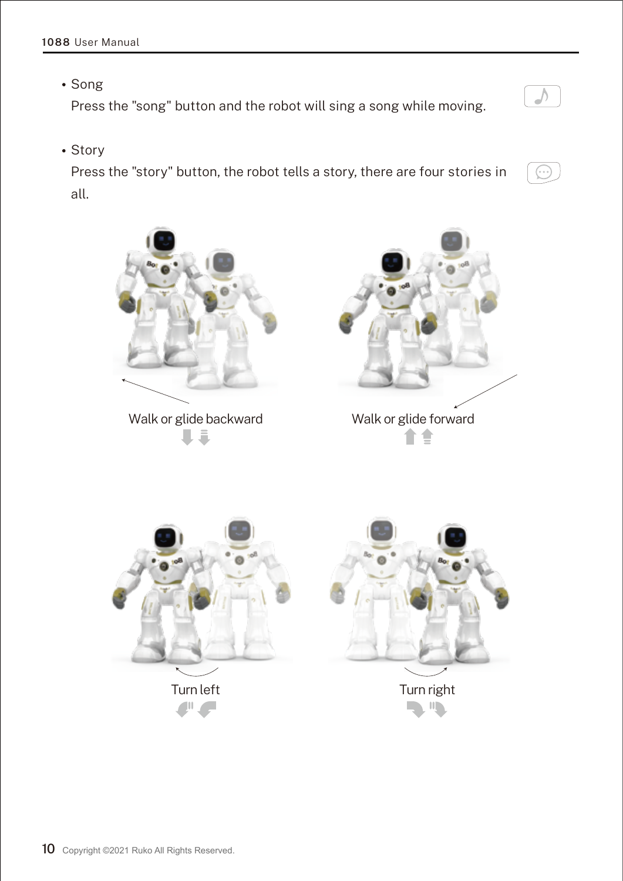- Song

  Press the "song" button and the robot will sing a song while moving.

- Story

  Press the "story" button, the robot tells a story, there are four stories in all.

Walk or glide backward

Walk or glide forward

Turn left

Turn right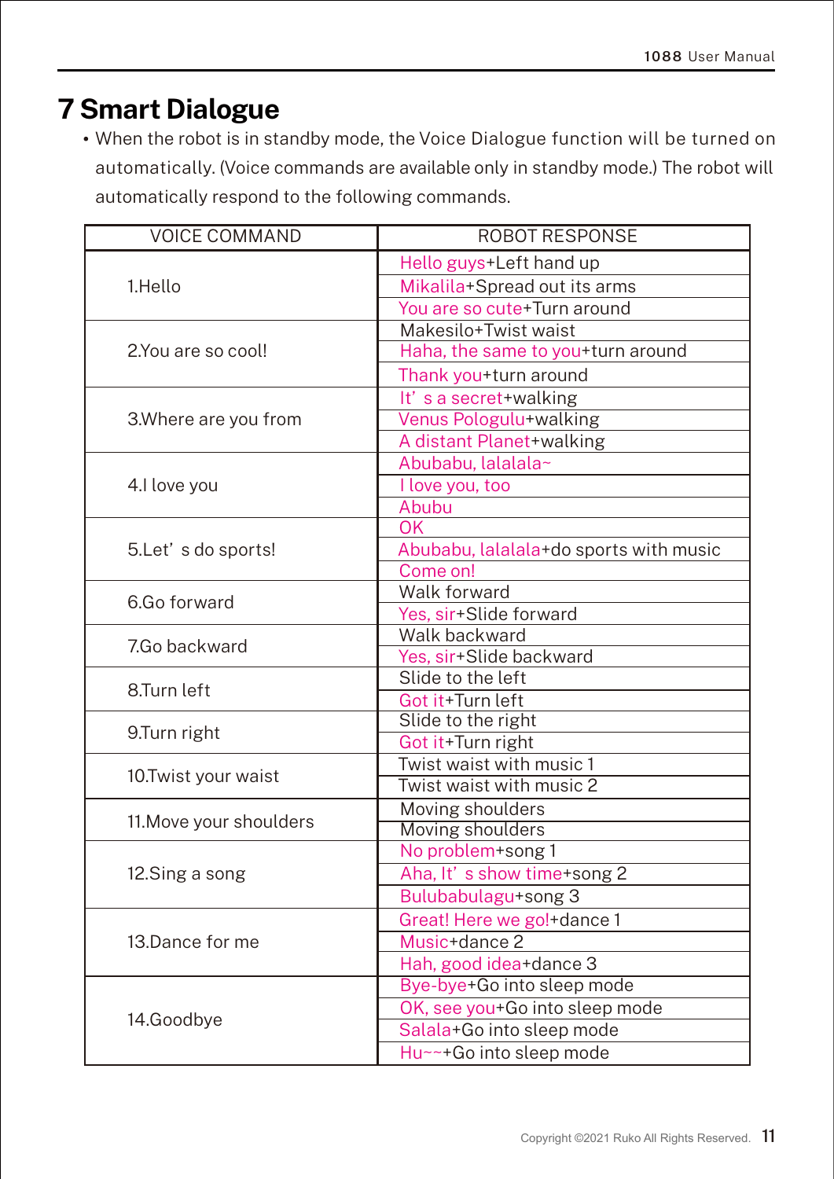# 7 Smart Dialogue

- When the robot is in standby mode, the Voice Dialogue function will be turned on automatically. (Voice commands are available only in standby mode.) The robot will automatically respond to the following commands.

| VOICE COMMAND | ROBOT RESPONSE |
|---|---|
| 1.Hello | Hello guys+Left hand up |
| | Mikalila+Spread out its arms |
| | You are so cute+Turn around |
| 2.You are so cool! | Makesilo+Twist waist |
| | Haha, the same to you+turn around |
| | Thank you+turn around |
| 3.Where are you from | It' s a secret+walking |
| | Venus Pologulu+walking |
| | A distant Planet+walking |
| 4.I love you | Abubabu, lalalala~ |
| | I love you, too |
| | Abubu |
| 5.Let' s do sports! | OK |
| | Abubabu, lalalala+do sports with music |
| | Come on! |
| 6.Go forward | Walk forward |
| | Yes, sir+Slide forward |
| 7.Go backward | Walk backward |
| | Yes, sir+Slide backward |
| 8.Turn left | Slide to the left |
| | Got it+Turn left |
| 9.Turn right | Slide to the right |
| | Got it+Turn right |
| 10.Twist your waist | Twist waist with music 1 |
| | Twist waist with music 2 |
| 11.Move your shoulders | Moving shoulders |
| | Moving shoulders |
| 12.Sing a song | No problem+song 1 |
| | Aha, It' s show time+song 2 |
| | Bulubabulagu+song 3 |
| 13.Dance for me | Great! Here we go!+dance 1 |
| | Music+dance 2 |
| | Hah, good idea+dance 3 |
| 14.Goodbye | Bye-bye+Go into sleep mode |
| | OK, see you+Go into sleep mode |
| | Salala+Go into sleep mode |
| | Hu~~+Go into sleep mode |

Copyright ©2021 Ruko All Rights Reserved.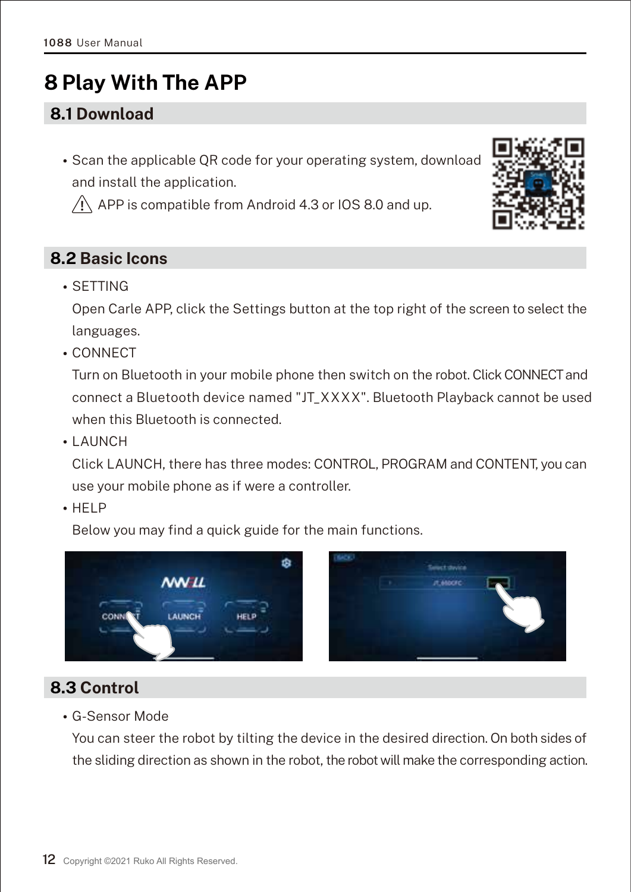# 8 Play With The APP

## 8.1 Download

- Scan the applicable QR code for your operating system, download and install the application.

  ⚠ APP is compatible from Android 4.3 or IOS 8.0 and up.

## 8.2 Basic Icons

- SETTING

  Open Carle APP, click the Settings button at the top right of the screen to select the languages.

- CONNECT

  Turn on Bluetooth in your mobile phone then switch on the robot. Click CONNECT and connect a Bluetooth device named "JT_XXXX". Bluetooth Playback cannot be used when this Bluetooth is connected.

- LAUNCH

  Click LAUNCH, there has three modes: CONTROL, PROGRAM and CONTENT, you can use your mobile phone as if were a controller.

- HELP

  Below you may find a quick guide for the main functions.

## 8.3 Control

- G-Sensor Mode

  You can steer the robot by tilting the device in the desired direction. On both sides of the sliding direction as shown in the robot, the robot will make the corresponding action.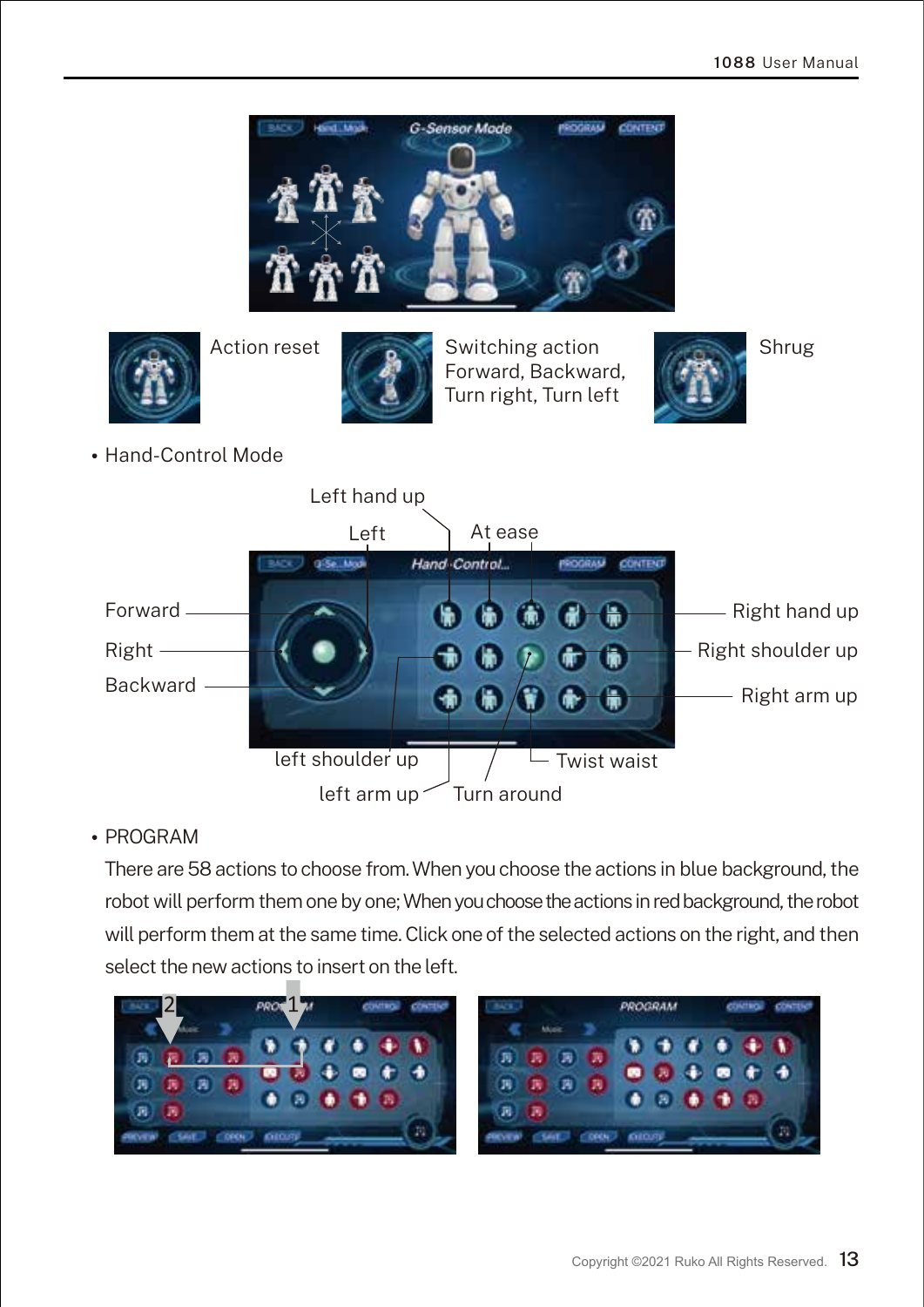Action reset

Switching action Forward, Backward, Turn right, Turn left

Shrug

- Hand-Control Mode

Left hand up
Left
At ease
Forward
Right
Backward
Right hand up
Right shoulder up
Right arm up
left shoulder up
left arm up
Turn around
Twist waist

- PROGRAM

  There are 58 actions to choose from. When you choose the actions in blue background, the robot will perform them one by one; When you choose the actions in red background, the robot will perform them at the same time. Click one of the selected actions on the right, and then select the new actions to insert on the left.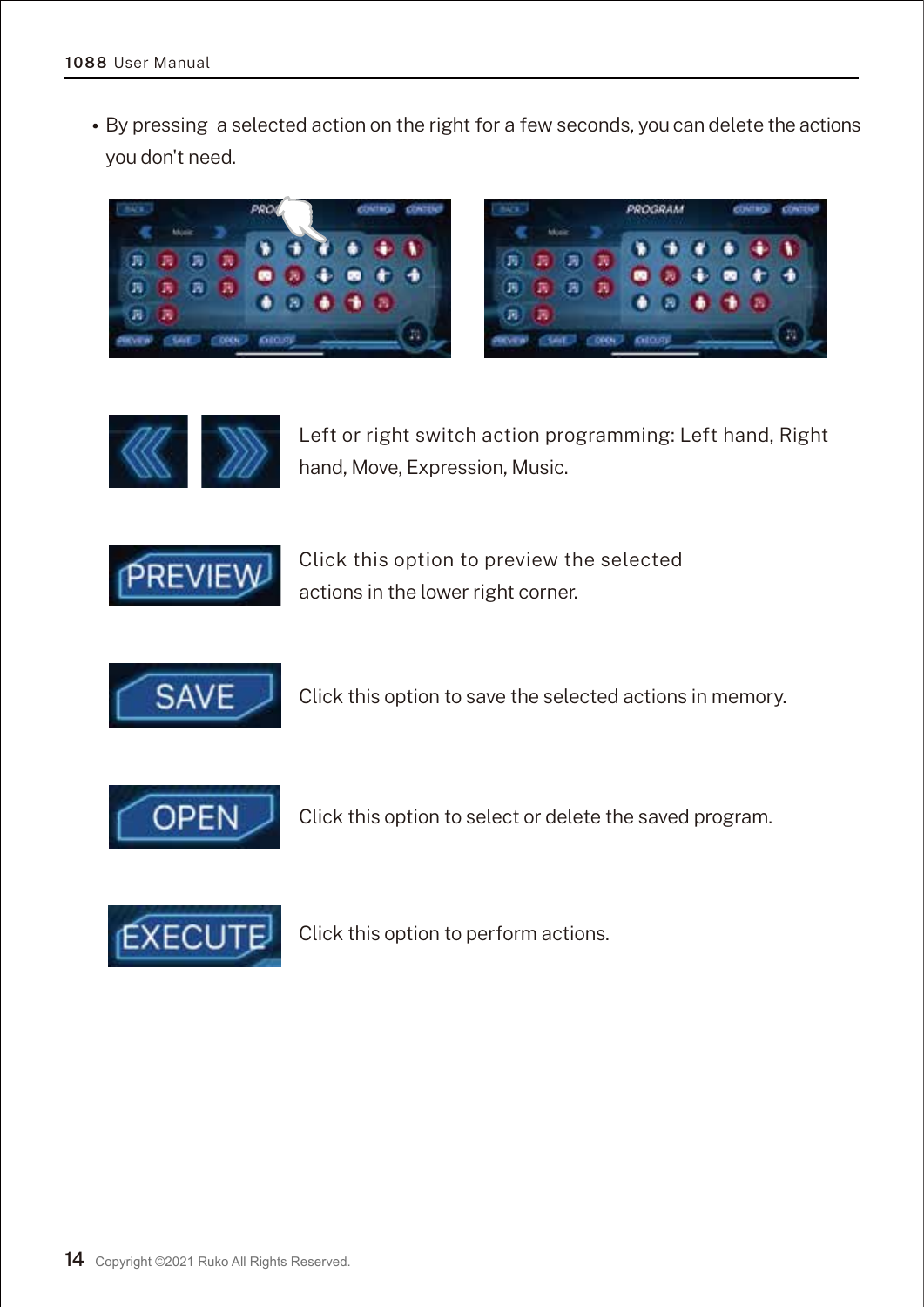- By pressing  a selected action on the right for a few seconds, you can delete the actions you don't need.

Left or right switch action programming: Left hand, Right hand, Move, Expression, Music.

Click this option to preview the selected actions in the lower right corner.

Click this option to save the selected actions in memory.

Click this option to select or delete the saved program.

Click this option to perform actions.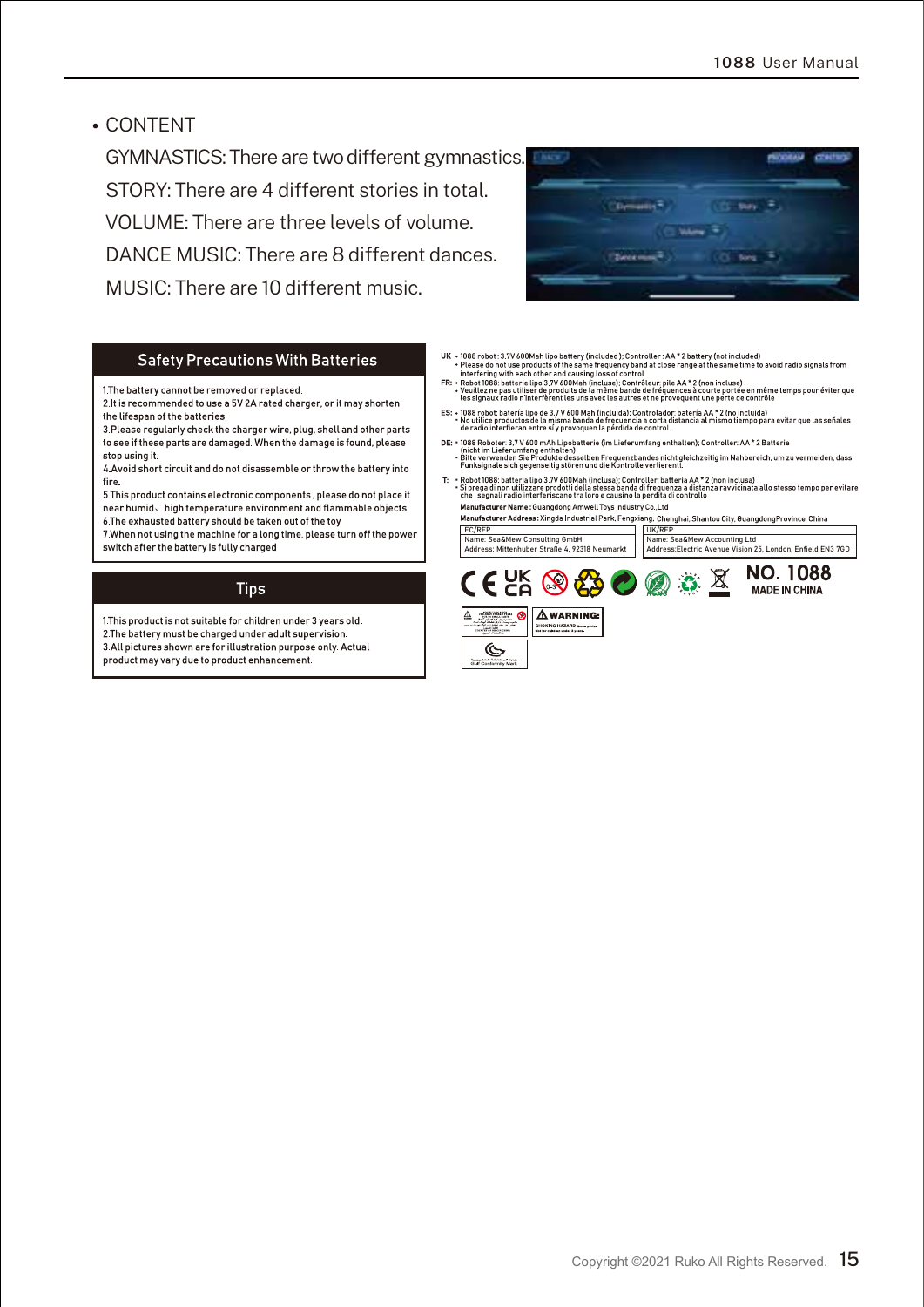- CONTENT

GYMNASTICS: There are two different gymnastics.

STORY: There are 4 different stories in total.

VOLUME: There are three levels of volume.

DANCE MUSIC: There are 8 different dances.

MUSIC: There are 10 different music.

## Safety Precautions With Batteries

1.The battery cannot be removed or replaced.
2.It is recommended to use a 5V 2A rated charger, or it may shorten the lifespan of the batteries
3.Please regularly check the charger wire, plug, shell and other parts to see if these parts are damaged. When the damage is found, please stop using it.
4.Avoid short circuit and do not disassemble or throw the battery into fire.
5.This product contains electronic components , please do not place it near humid、high temperature environment and flammable objects.
6.The exhausted battery should be taken out of the toy
7.When not using the machine for a long time, please turn off the power switch after the battery is fully charged

## Tips

1.This product is not suitable for children under 3 years old.
2.The battery must be charged under adult supervision.
3.All pictures shown are for illustration purpose only. Actual product may vary due to product enhancement.

**UK** • 1088 robot : 3.7V 600Mah lipo battery (included); Controller : AA * 2 battery (not included)
• Please do not use products of the same frequency band at close range at the same time to avoid radio signals from interfering with each other and causing loss of control

**FR:** • Robot 1088: batterie lipo 3,7V 600Mah (incluse); Contrôleur: pile AA * 2 (non incluse)
• Veuillez ne pas utiliser de produits de la même bande de fréquences à courte portée en même temps pour éviter que les signaux radio n'interfèrent les uns avec les autres et ne provoquent une perte de contrôle

**ES:** • 1088 robot: batería lipo de 3,7 V 600 Mah (incluida); Controlador: batería AA * 2 (no incluida)
• No utilice productos de la misma banda de frecuencia a corta distancia al mismo tiempo para evitar que las señales de radio interfieran entre sí y provoquen la pérdida de control.

**DE:** • 1088 Roboter: 3,7 V 600 mAh Lipobatterie (im Lieferumfang enthalten); Controller: AA * 2 Batterie (nicht im Lieferumfang enthalten)
• Bitte verwenden Sie Produkte desselben Frequenzbandes nicht gleichzeitig im Nahbereich, um zu vermeiden, dass Funksignale sich gegenseitig stören und die Kontrolle verlierent.

**IT:** • Robot 1088: batteria lipo 3.7V 600Mah (inclusa); Controller: batteria AA * 2 (non inclusa)
• Si prega di non utilizzare prodotti della stessa banda di frequenza a distanza ravvicinata allo stesso tempo per evitare che i segnali radio interferiscano tra loro e causino la perdita di controllo

**Manufacturer Name :** Guangdong Amwell Toys Industry Co.,Ltd

**Manufacturer Address :** Xingda Industrial Park, Fengxiang, Chenghai, Shantou City, GuangdongProvince, China

| EC/REP | UK/REP |
|---|---|
| Name: Sea&Mew Consulting GmbH | Name: Sea&Mew Accounting Ltd |
| Address: Mittenhuber Straße 4, 92318 Neumarkt | Address:Electric Avenue Vision 25, London, Enfield EN3 7GD |

**NO. 1088**
**MADE IN CHINA**

⚠ **WARNING:**
CHOKING HAZARD–Small parts. Not for children under 3 years.

Gulf Conformity Mark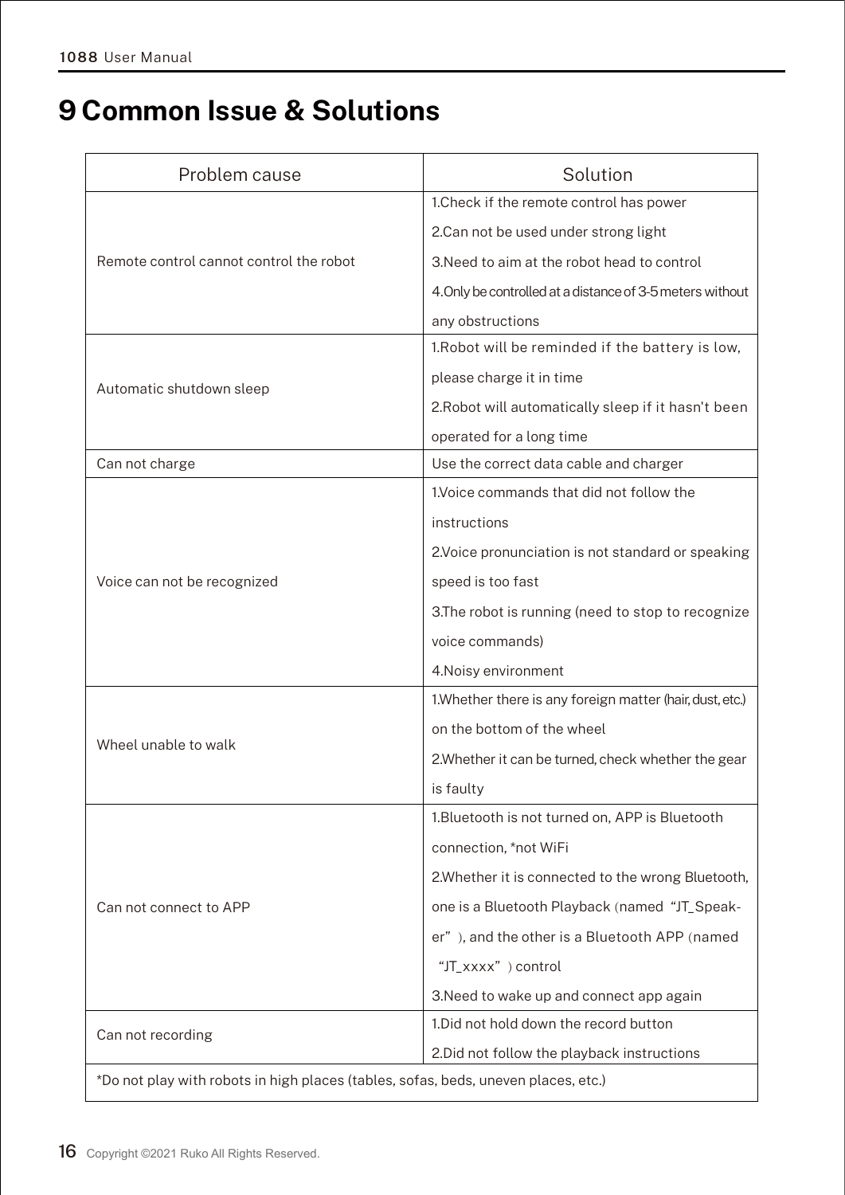# 9 Common Issue & Solutions

| Problem cause | Solution |
|---|---|
| Remote control cannot control the robot | 1.Check if the remote control has power<br>2.Can not be used under strong light<br>3.Need to aim at the robot head to control<br>4.Only be controlled at a distance of 3-5 meters without any obstructions |
| Automatic shutdown sleep | 1.Robot will be reminded if the battery is low, please charge it in time<br>2.Robot will automatically sleep if it hasn't been operated for a long time |
| Can not charge | Use the correct data cable and charger |
| Voice can not be recognized | 1.Voice commands that did not follow the instructions<br>2.Voice pronunciation is not standard or speaking speed is too fast<br>3.The robot is running (need to stop to recognize voice commands)<br>4.Noisy environment |
| Wheel unable to walk | 1.Whether there is any foreign matter (hair, dust, etc.) on the bottom of the wheel<br>2.Whether it can be turned, check whether the gear is faulty |
| Can not connect to APP | 1.Bluetooth is not turned on, APP is Bluetooth connection, *not WiFi<br>2.Whether it is connected to the wrong Bluetooth, one is a Bluetooth Playback (named "JT_Speaker"), and the other is a Bluetooth APP (named "JT_xxxx") control<br>3.Need to wake up and connect app again |
| Can not recording | 1.Did not hold down the record button<br>2.Did not follow the playback instructions |
| *Do not play with robots in high places (tables, sofas, beds, uneven places, etc.) | |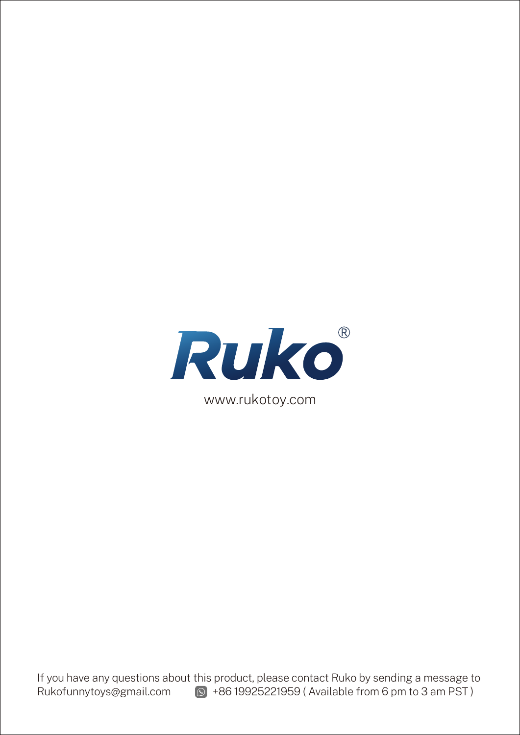Ruko®

www.rukotoy.com

If you have any questions about this product, please contact Ruko by sending a message to
Rukofunnytoys@gmail.com +86 19925221959 ( Available from 6 pm to 3 am PST )